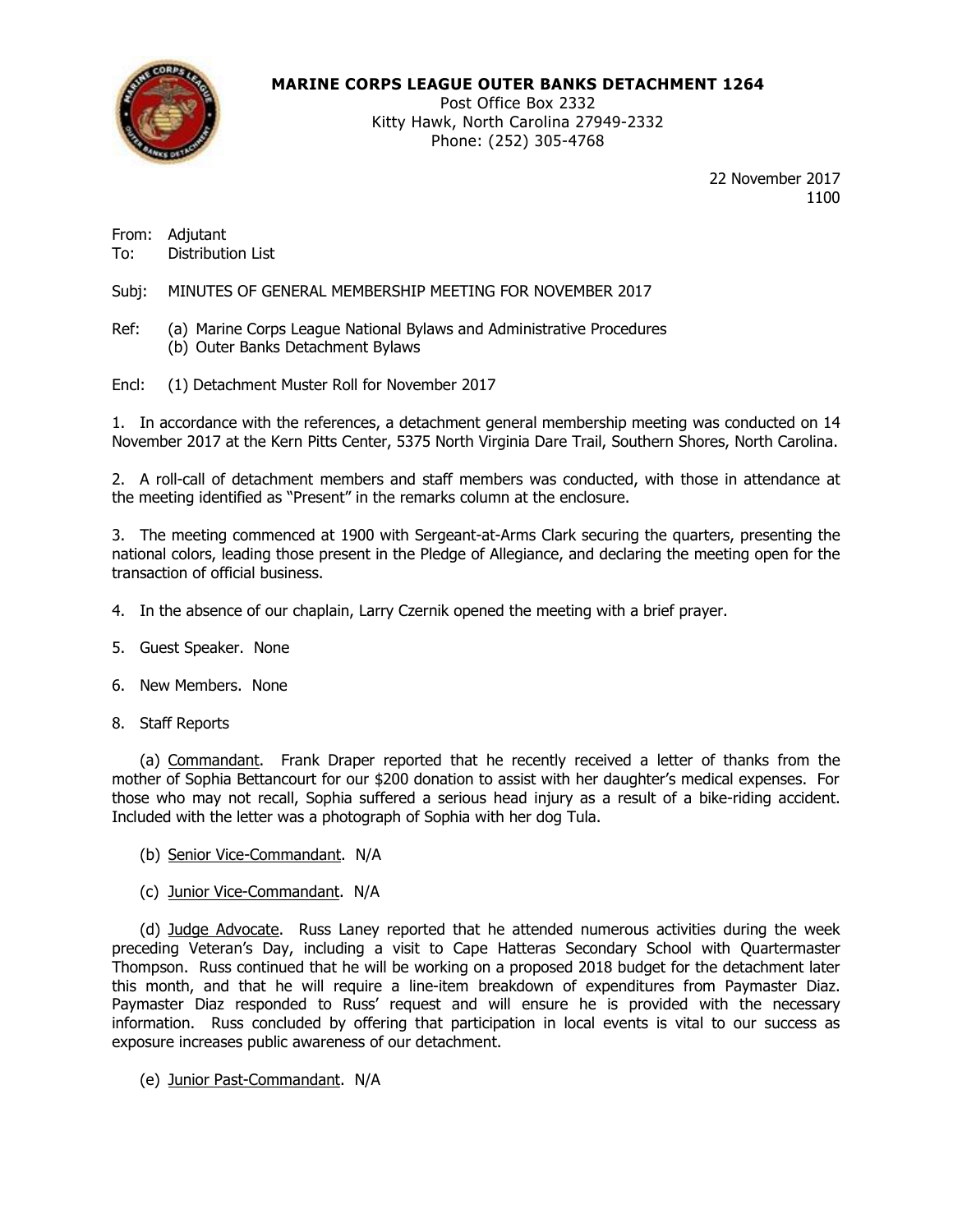**MARINE CORPS LEAGUE OUTER BANKS DETACHMENT 1264**
Post Office Box 2332
Kitty Hawk, North Carolina 27949-2332
Phone: (252) 305-4768

22 November 2017
1100

From: Adjutant
To: Distribution List

Subj: MINUTES OF GENERAL MEMBERSHIP MEETING FOR NOVEMBER 2017

Ref: (a) Marine Corps League National Bylaws and Administrative Procedures
(b) Outer Banks Detachment Bylaws

Encl: (1) Detachment Muster Roll for November 2017

1. In accordance with the references, a detachment general membership meeting was conducted on 14 November 2017 at the Kern Pitts Center, 5375 North Virginia Dare Trail, Southern Shores, North Carolina.

2. A roll-call of detachment members and staff members was conducted, with those in attendance at the meeting identified as "Present" in the remarks column at the enclosure.

3. The meeting commenced at 1900 with Sergeant-at-Arms Clark securing the quarters, presenting the national colors, leading those present in the Pledge of Allegiance, and declaring the meeting open for the transaction of official business.

4. In the absence of our chaplain, Larry Czernik opened the meeting with a brief prayer.

5. Guest Speaker. None

6. New Members. None

8. Staff Reports

(a) Commandant. Frank Draper reported that he recently received a letter of thanks from the mother of Sophia Bettancourt for our $200 donation to assist with her daughter's medical expenses. For those who may not recall, Sophia suffered a serious head injury as a result of a bike-riding accident. Included with the letter was a photograph of Sophia with her dog Tula.

(b) Senior Vice-Commandant. N/A

(c) Junior Vice-Commandant. N/A

(d) Judge Advocate. Russ Laney reported that he attended numerous activities during the week preceding Veteran's Day, including a visit to Cape Hatteras Secondary School with Quartermaster Thompson. Russ continued that he will be working on a proposed 2018 budget for the detachment later this month, and that he will require a line-item breakdown of expenditures from Paymaster Diaz. Paymaster Diaz responded to Russ' request and will ensure he is provided with the necessary information. Russ concluded by offering that participation in local events is vital to our success as exposure increases public awareness of our detachment.

(e) Junior Past-Commandant. N/A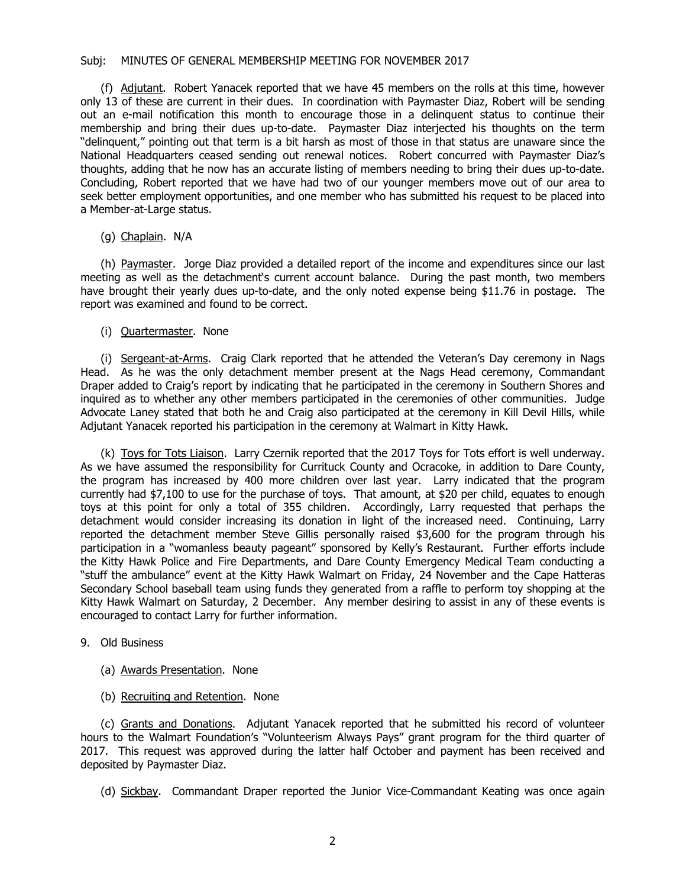Subj: MINUTES OF GENERAL MEMBERSHIP MEETING FOR NOVEMBER 2017

(f) Adjutant. Robert Yanacek reported that we have 45 members on the rolls at this time, however only 13 of these are current in their dues. In coordination with Paymaster Diaz, Robert will be sending out an e-mail notification this month to encourage those in a delinquent status to continue their membership and bring their dues up-to-date. Paymaster Diaz interjected his thoughts on the term "delinquent," pointing out that term is a bit harsh as most of those in that status are unaware since the National Headquarters ceased sending out renewal notices. Robert concurred with Paymaster Diaz's thoughts, adding that he now has an accurate listing of members needing to bring their dues up-to-date. Concluding, Robert reported that we have had two of our younger members move out of our area to seek better employment opportunities, and one member who has submitted his request to be placed into a Member-at-Large status.

(g) Chaplain. N/A

(h) Paymaster. Jorge Diaz provided a detailed report of the income and expenditures since our last meeting as well as the detachment's current account balance. During the past month, two members have brought their yearly dues up-to-date, and the only noted expense being $11.76 in postage. The report was examined and found to be correct.

(i) Quartermaster. None

(i) Sergeant-at-Arms. Craig Clark reported that he attended the Veteran's Day ceremony in Nags Head. As he was the only detachment member present at the Nags Head ceremony, Commandant Draper added to Craig's report by indicating that he participated in the ceremony in Southern Shores and inquired as to whether any other members participated in the ceremonies of other communities. Judge Advocate Laney stated that both he and Craig also participated at the ceremony in Kill Devil Hills, while Adjutant Yanacek reported his participation in the ceremony at Walmart in Kitty Hawk.

(k) Toys for Tots Liaison. Larry Czernik reported that the 2017 Toys for Tots effort is well underway. As we have assumed the responsibility for Currituck County and Ocracoke, in addition to Dare County, the program has increased by 400 more children over last year. Larry indicated that the program currently had $7,100 to use for the purchase of toys. That amount, at $20 per child, equates to enough toys at this point for only a total of 355 children. Accordingly, Larry requested that perhaps the detachment would consider increasing its donation in light of the increased need. Continuing, Larry reported the detachment member Steve Gillis personally raised $3,600 for the program through his participation in a "womanless beauty pageant" sponsored by Kelly's Restaurant. Further efforts include the Kitty Hawk Police and Fire Departments, and Dare County Emergency Medical Team conducting a "stuff the ambulance" event at the Kitty Hawk Walmart on Friday, 24 November and the Cape Hatteras Secondary School baseball team using funds they generated from a raffle to perform toy shopping at the Kitty Hawk Walmart on Saturday, 2 December. Any member desiring to assist in any of these events is encouraged to contact Larry for further information.

9. Old Business

(a) Awards Presentation. None

(b) Recruiting and Retention. None

(c) Grants and Donations. Adjutant Yanacek reported that he submitted his record of volunteer hours to the Walmart Foundation's "Volunteerism Always Pays" grant program for the third quarter of 2017. This request was approved during the latter half October and payment has been received and deposited by Paymaster Diaz.

(d) Sickbay. Commandant Draper reported the Junior Vice-Commandant Keating was once again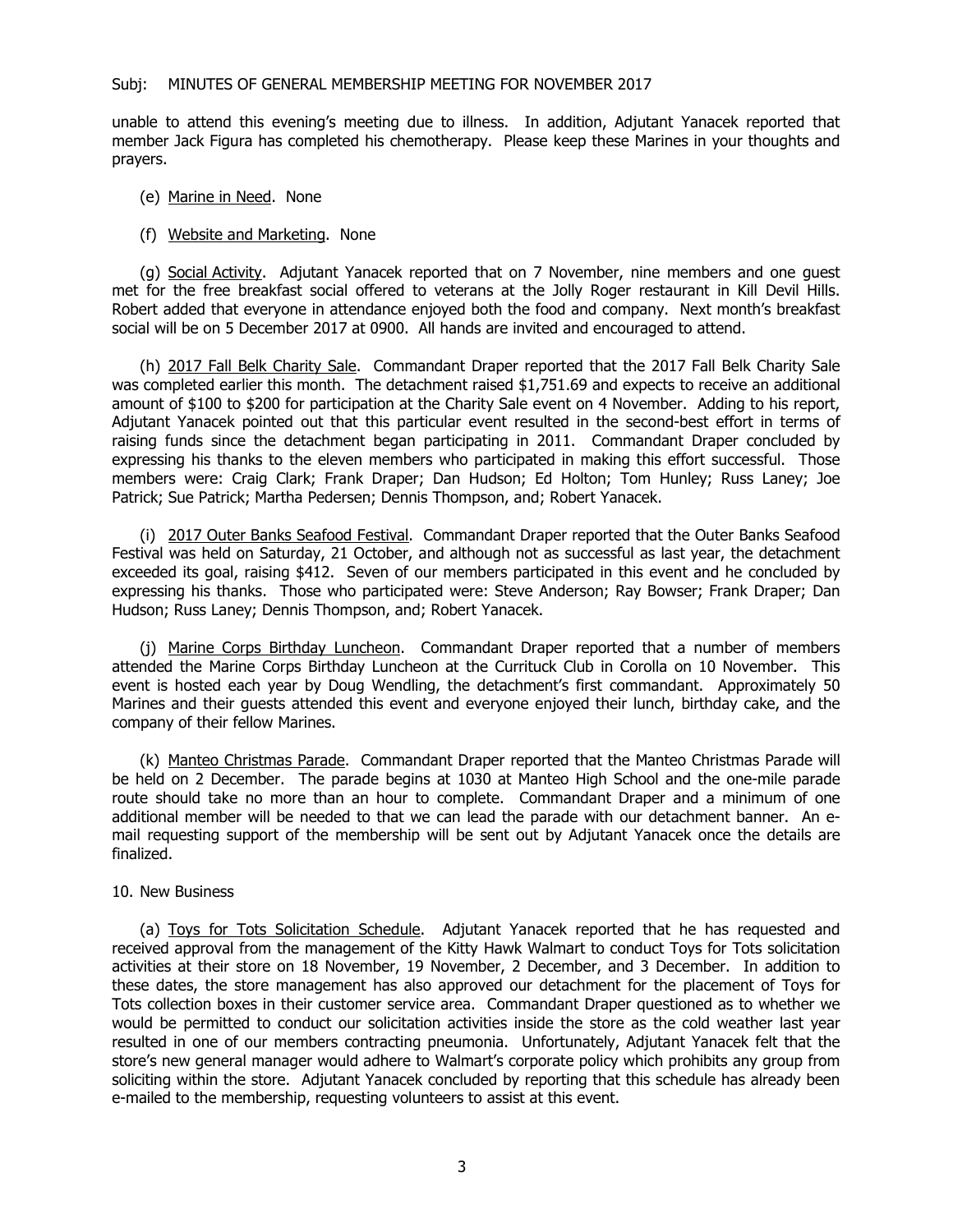unable to attend this evening's meeting due to illness. In addition, Adjutant Yanacek reported that member Jack Figura has completed his chemotherapy. Please keep these Marines in your thoughts and prayers.

(e) Marine in Need. None

(f) Website and Marketing. None

(g) Social Activity. Adjutant Yanacek reported that on 7 November, nine members and one guest met for the free breakfast social offered to veterans at the Jolly Roger restaurant in Kill Devil Hills. Robert added that everyone in attendance enjoyed both the food and company. Next month's breakfast social will be on 5 December 2017 at 0900. All hands are invited and encouraged to attend.

(h) 2017 Fall Belk Charity Sale. Commandant Draper reported that the 2017 Fall Belk Charity Sale was completed earlier this month. The detachment raised $1,751.69 and expects to receive an additional amount of $100 to $200 for participation at the Charity Sale event on 4 November. Adding to his report, Adjutant Yanacek pointed out that this particular event resulted in the second-best effort in terms of raising funds since the detachment began participating in 2011. Commandant Draper concluded by expressing his thanks to the eleven members who participated in making this effort successful. Those members were: Craig Clark; Frank Draper; Dan Hudson; Ed Holton; Tom Hunley; Russ Laney; Joe Patrick; Sue Patrick; Martha Pedersen; Dennis Thompson, and; Robert Yanacek.

(i) 2017 Outer Banks Seafood Festival. Commandant Draper reported that the Outer Banks Seafood Festival was held on Saturday, 21 October, and although not as successful as last year, the detachment exceeded its goal, raising $412. Seven of our members participated in this event and he concluded by expressing his thanks. Those who participated were: Steve Anderson; Ray Bowser; Frank Draper; Dan Hudson; Russ Laney; Dennis Thompson, and; Robert Yanacek.

(j) Marine Corps Birthday Luncheon. Commandant Draper reported that a number of members attended the Marine Corps Birthday Luncheon at the Currituck Club in Corolla on 10 November. This event is hosted each year by Doug Wendling, the detachment's first commandant. Approximately 50 Marines and their guests attended this event and everyone enjoyed their lunch, birthday cake, and the company of their fellow Marines.

(k) Manteo Christmas Parade. Commandant Draper reported that the Manteo Christmas Parade will be held on 2 December. The parade begins at 1030 at Manteo High School and the one-mile parade route should take no more than an hour to complete. Commandant Draper and a minimum of one additional member will be needed to that we can lead the parade with our detachment banner. An e-mail requesting support of the membership will be sent out by Adjutant Yanacek once the details are finalized.

10. New Business

(a) Toys for Tots Solicitation Schedule. Adjutant Yanacek reported that he has requested and received approval from the management of the Kitty Hawk Walmart to conduct Toys for Tots solicitation activities at their store on 18 November, 19 November, 2 December, and 3 December. In addition to these dates, the store management has also approved our detachment for the placement of Toys for Tots collection boxes in their customer service area. Commandant Draper questioned as to whether we would be permitted to conduct our solicitation activities inside the store as the cold weather last year resulted in one of our members contracting pneumonia. Unfortunately, Adjutant Yanacek felt that the store's new general manager would adhere to Walmart's corporate policy which prohibits any group from soliciting within the store. Adjutant Yanacek concluded by reporting that this schedule has already been e-mailed to the membership, requesting volunteers to assist at this event.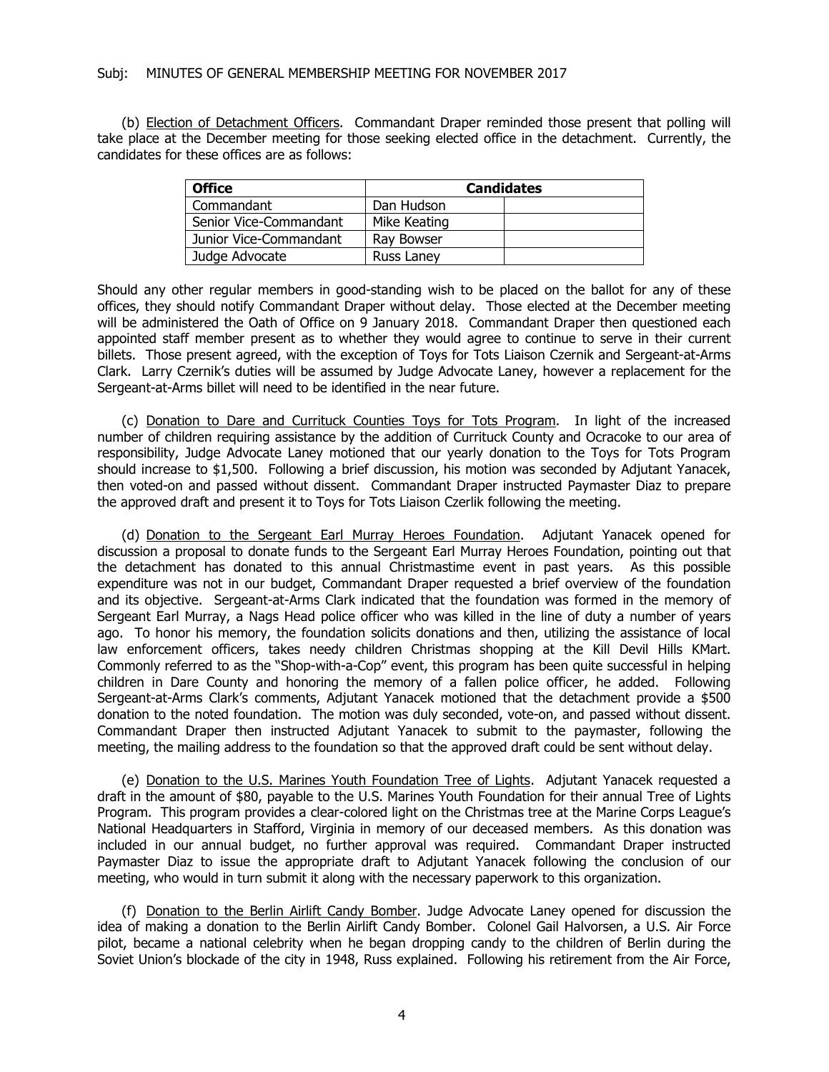(b) Election of Detachment Officers. Commandant Draper reminded those present that polling will take place at the December meeting for those seeking elected office in the detachment. Currently, the candidates for these offices are as follows:

| Office | Candidates | |
|---|---|---|
| Commandant | Dan Hudson | |
| Senior Vice-Commandant | Mike Keating | |
| Junior Vice-Commandant | Ray Bowser | |
| Judge Advocate | Russ Laney | |

Should any other regular members in good-standing wish to be placed on the ballot for any of these offices, they should notify Commandant Draper without delay. Those elected at the December meeting will be administered the Oath of Office on 9 January 2018. Commandant Draper then questioned each appointed staff member present as to whether they would agree to continue to serve in their current billets. Those present agreed, with the exception of Toys for Tots Liaison Czernik and Sergeant-at-Arms Clark. Larry Czernik's duties will be assumed by Judge Advocate Laney, however a replacement for the Sergeant-at-Arms billet will need to be identified in the near future.

(c) Donation to Dare and Currituck Counties Toys for Tots Program. In light of the increased number of children requiring assistance by the addition of Currituck County and Ocracoke to our area of responsibility, Judge Advocate Laney motioned that our yearly donation to the Toys for Tots Program should increase to $1,500. Following a brief discussion, his motion was seconded by Adjutant Yanacek, then voted-on and passed without dissent. Commandant Draper instructed Paymaster Diaz to prepare the approved draft and present it to Toys for Tots Liaison Czerlik following the meeting.

(d) Donation to the Sergeant Earl Murray Heroes Foundation. Adjutant Yanacek opened for discussion a proposal to donate funds to the Sergeant Earl Murray Heroes Foundation, pointing out that the detachment has donated to this annual Christmastime event in past years. As this possible expenditure was not in our budget, Commandant Draper requested a brief overview of the foundation and its objective. Sergeant-at-Arms Clark indicated that the foundation was formed in the memory of Sergeant Earl Murray, a Nags Head police officer who was killed in the line of duty a number of years ago. To honor his memory, the foundation solicits donations and then, utilizing the assistance of local law enforcement officers, takes needy children Christmas shopping at the Kill Devil Hills KMart. Commonly referred to as the "Shop-with-a-Cop" event, this program has been quite successful in helping children in Dare County and honoring the memory of a fallen police officer, he added. Following Sergeant-at-Arms Clark's comments, Adjutant Yanacek motioned that the detachment provide a $500 donation to the noted foundation. The motion was duly seconded, vote-on, and passed without dissent. Commandant Draper then instructed Adjutant Yanacek to submit to the paymaster, following the meeting, the mailing address to the foundation so that the approved draft could be sent without delay.

(e) Donation to the U.S. Marines Youth Foundation Tree of Lights. Adjutant Yanacek requested a draft in the amount of $80, payable to the U.S. Marines Youth Foundation for their annual Tree of Lights Program. This program provides a clear-colored light on the Christmas tree at the Marine Corps League's National Headquarters in Stafford, Virginia in memory of our deceased members. As this donation was included in our annual budget, no further approval was required. Commandant Draper instructed Paymaster Diaz to issue the appropriate draft to Adjutant Yanacek following the conclusion of our meeting, who would in turn submit it along with the necessary paperwork to this organization.

(f) Donation to the Berlin Airlift Candy Bomber. Judge Advocate Laney opened for discussion the idea of making a donation to the Berlin Airlift Candy Bomber. Colonel Gail Halvorsen, a U.S. Air Force pilot, became a national celebrity when he began dropping candy to the children of Berlin during the Soviet Union's blockade of the city in 1948, Russ explained. Following his retirement from the Air Force,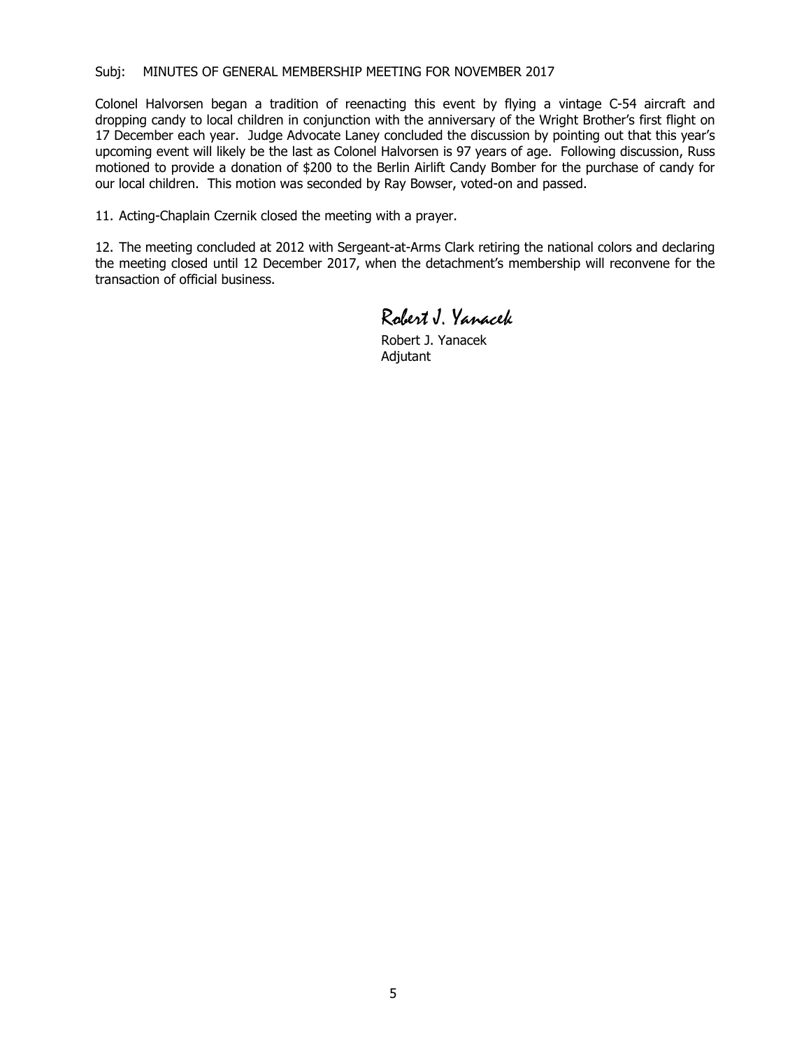Subj: MINUTES OF GENERAL MEMBERSHIP MEETING FOR NOVEMBER 2017

Colonel Halvorsen began a tradition of reenacting this event by flying a vintage C-54 aircraft and dropping candy to local children in conjunction with the anniversary of the Wright Brother's first flight on 17 December each year. Judge Advocate Laney concluded the discussion by pointing out that this year's upcoming event will likely be the last as Colonel Halvorsen is 97 years of age. Following discussion, Russ motioned to provide a donation of $200 to the Berlin Airlift Candy Bomber for the purchase of candy for our local children. This motion was seconded by Ray Bowser, voted-on and passed.

11. Acting-Chaplain Czernik closed the meeting with a prayer.

12. The meeting concluded at 2012 with Sergeant-at-Arms Clark retiring the national colors and declaring the meeting closed until 12 December 2017, when the detachment's membership will reconvene for the transaction of official business.

*Robert J. Yanacek*

Robert J. Yanacek
Adjutant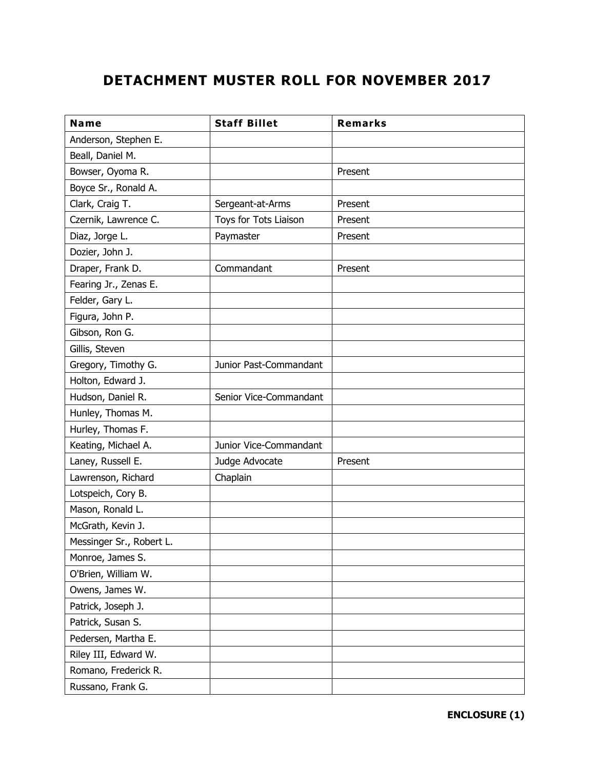# DETACHMENT MUSTER ROLL FOR NOVEMBER 2017

| Name | Staff Billet | Remarks |
|---|---|---|
| Anderson, Stephen E. | | |
| Beall, Daniel M. | | |
| Bowser, Oyoma R. | | Present |
| Boyce Sr., Ronald A. | | |
| Clark, Craig T. | Sergeant-at-Arms | Present |
| Czernik, Lawrence C. | Toys for Tots Liaison | Present |
| Diaz, Jorge L. | Paymaster | Present |
| Dozier, John J. | | |
| Draper, Frank D. | Commandant | Present |
| Fearing Jr., Zenas E. | | |
| Felder, Gary L. | | |
| Figura, John P. | | |
| Gibson, Ron G. | | |
| Gillis, Steven | | |
| Gregory, Timothy G. | Junior Past-Commandant | |
| Holton, Edward J. | | |
| Hudson, Daniel R. | Senior Vice-Commandant | |
| Hunley, Thomas M. | | |
| Hurley, Thomas F. | | |
| Keating, Michael A. | Junior Vice-Commandant | |
| Laney, Russell E. | Judge Advocate | Present |
| Lawrenson, Richard | Chaplain | |
| Lotspeich, Cory B. | | |
| Mason, Ronald L. | | |
| McGrath, Kevin J. | | |
| Messinger Sr., Robert L. | | |
| Monroe, James S. | | |
| O'Brien, William W. | | |
| Owens, James W. | | |
| Patrick, Joseph J. | | |
| Patrick, Susan S. | | |
| Pedersen, Martha E. | | |
| Riley III, Edward W. | | |
| Romano, Frederick R. | | |
| Russano, Frank G. | | |

**ENCLOSURE (1)**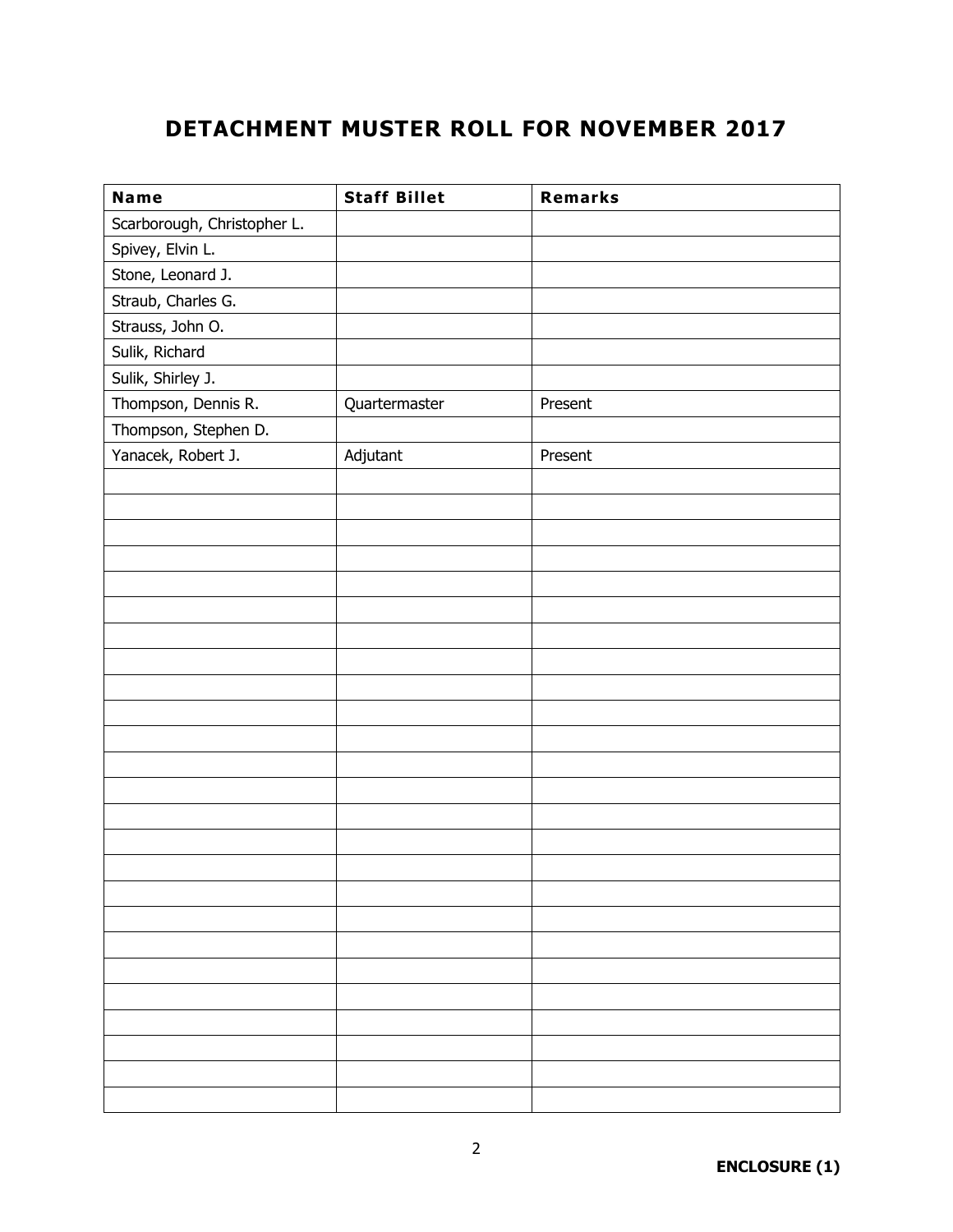# DETACHMENT MUSTER ROLL FOR NOVEMBER 2017

| Name | Staff Billet | Remarks |
|---|---|---|
| Scarborough, Christopher L. | | |
| Spivey, Elvin L. | | |
| Stone, Leonard J. | | |
| Straub, Charles G. | | |
| Strauss, John O. | | |
| Sulik, Richard | | |
| Sulik, Shirley J. | | |
| Thompson, Dennis R. | Quartermaster | Present |
| Thompson, Stephen D. | | |
| Yanacek, Robert J. | Adjutant | Present |
| | | |
| | | |
| | | |
| | | |
| | | |
| | | |
| | | |
| | | |
| | | |
| | | |
| | | |
| | | |
| | | |
| | | |
| | | |
| | | |
| | | |
| | | |
| | | |
| | | |
| | | |
| | | |
| | | |
| | | |
| | | |

**ENCLOSURE (1)**